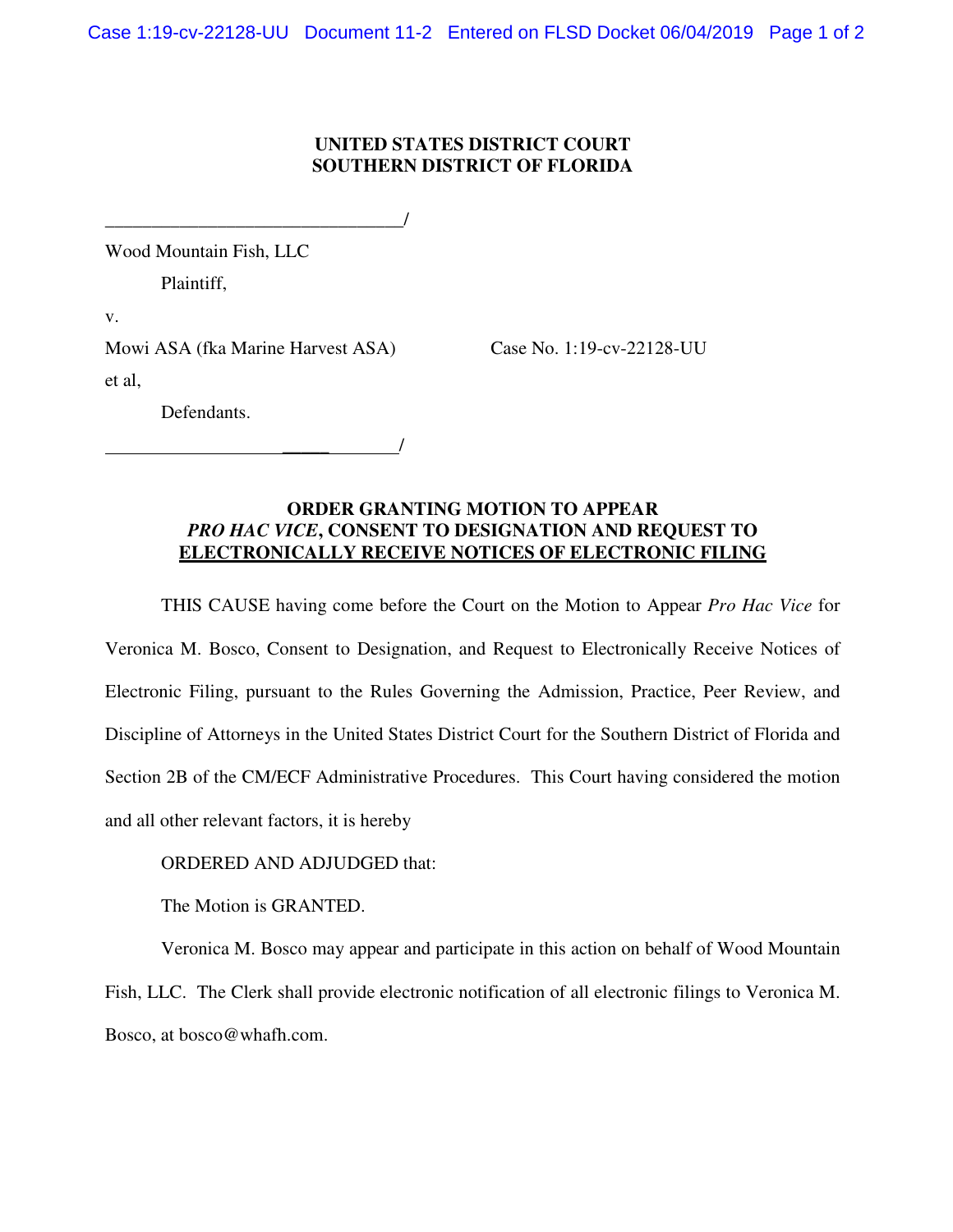**UNITED STATES DISTRICT COURT**
**SOUTHERN DISTRICT OF FLORIDA**

_______________________________/

Wood Mountain Fish, LLC

Plaintiff,

v.

Mowi ASA (fka Marine Harvest ASA) Case No. 1:19-cv-22128-UU

et al,

Defendants.

_______________________________/

**ORDER GRANTING MOTION TO APPEAR *PRO HAC VICE*, CONSENT TO DESIGNATION AND REQUEST TO ELECTRONICALLY RECEIVE NOTICES OF ELECTRONIC FILING**

THIS CAUSE having come before the Court on the Motion to Appear *Pro Hac Vice* for Veronica M. Bosco, Consent to Designation, and Request to Electronically Receive Notices of Electronic Filing, pursuant to the Rules Governing the Admission, Practice, Peer Review, and Discipline of Attorneys in the United States District Court for the Southern District of Florida and Section 2B of the CM/ECF Administrative Procedures. This Court having considered the motion and all other relevant factors, it is hereby

ORDERED AND ADJUDGED that:

The Motion is GRANTED.

Veronica M. Bosco may appear and participate in this action on behalf of Wood Mountain Fish, LLC. The Clerk shall provide electronic notification of all electronic filings to Veronica M. Bosco, at bosco@whafh.com.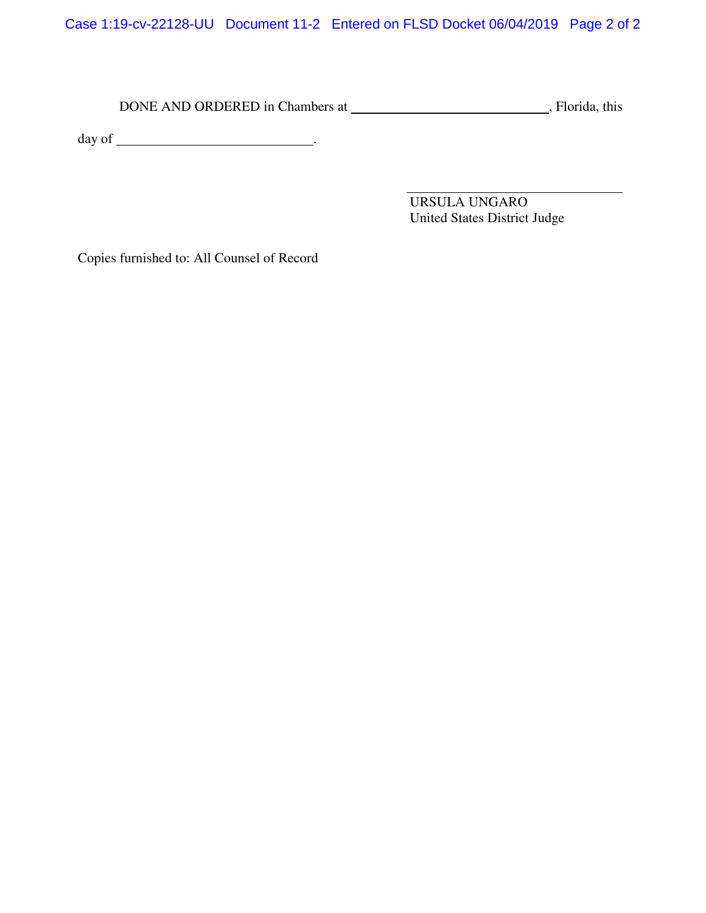DONE AND ORDERED in Chambers at ____________________________, Florida, this

day of ____________________________.

____________________________
URSULA UNGARO
United States District Judge

Copies furnished to: All Counsel of Record